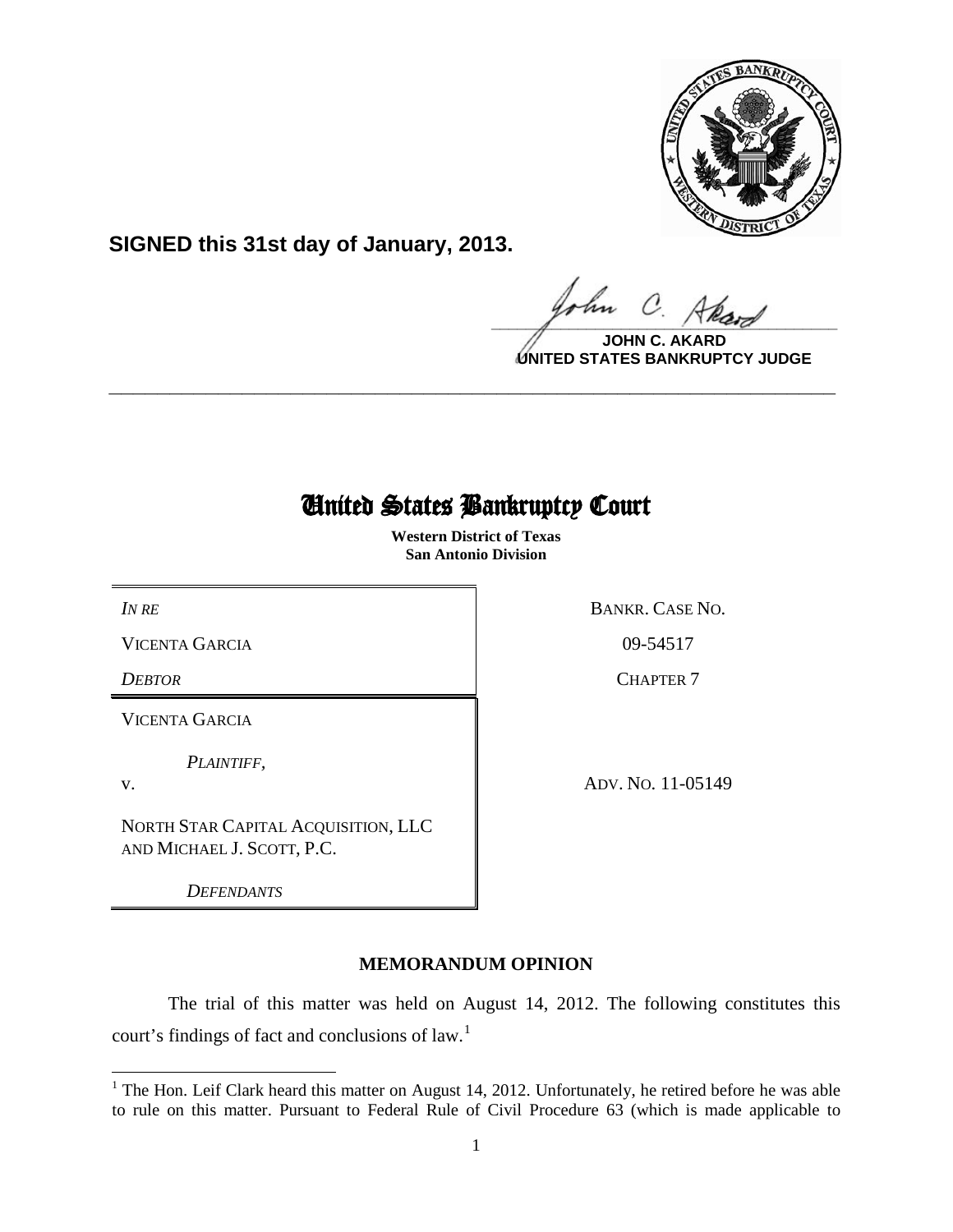**SIGNED this 31st day of January, 2013.**

**JOHN C. AKARD**
**UNITED STATES BANKRUPTCY JUDGE**

---

# United States Bankruptcy Court

**Western District of Texas**
**San Antonio Division**

| | |
|---|---|
| *IN RE* | BANKR. CASE NO. |
| VICENTA GARCIA | 09-54517 |
| *DEBTOR* | CHAPTER 7 |
| VICENTA GARCIA | |
| *PLAINTIFF*, | |
| v. | ADV. NO. 11-05149 |
| NORTH STAR CAPITAL ACQUISITION, LLC AND MICHAEL J. SCOTT, P.C. | |
| *DEFENDANTS* | |

**MEMORANDUM OPINION**

The trial of this matter was held on August 14, 2012. The following constitutes this court's findings of fact and conclusions of law.[1]

---

[1] The Hon. Leif Clark heard this matter on August 14, 2012. Unfortunately, he retired before he was able to rule on this matter. Pursuant to Federal Rule of Civil Procedure 63 (which is made applicable to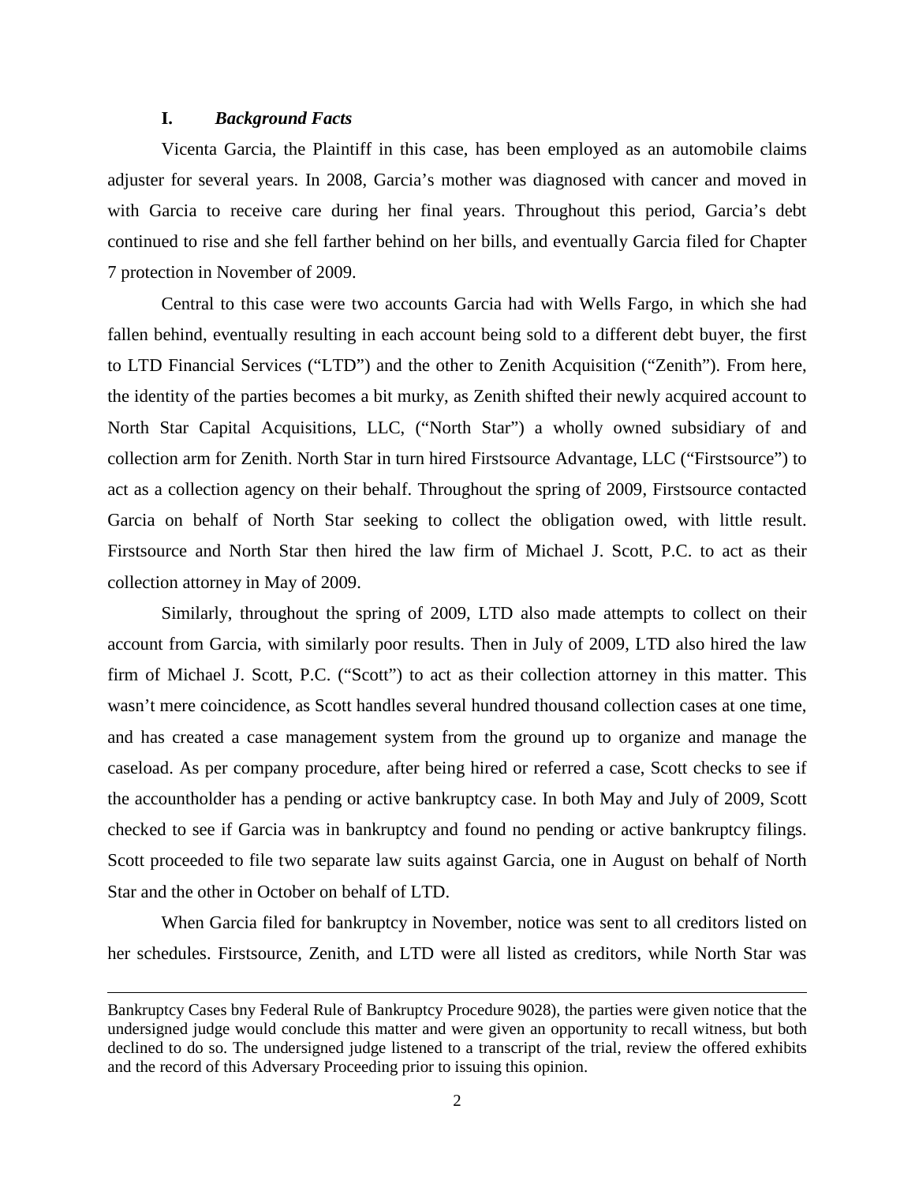## I. *Background Facts*

Vicenta Garcia, the Plaintiff in this case, has been employed as an automobile claims adjuster for several years. In 2008, Garcia's mother was diagnosed with cancer and moved in with Garcia to receive care during her final years. Throughout this period, Garcia's debt continued to rise and she fell farther behind on her bills, and eventually Garcia filed for Chapter 7 protection in November of 2009.

Central to this case were two accounts Garcia had with Wells Fargo, in which she had fallen behind, eventually resulting in each account being sold to a different debt buyer, the first to LTD Financial Services ("LTD") and the other to Zenith Acquisition ("Zenith"). From here, the identity of the parties becomes a bit murky, as Zenith shifted their newly acquired account to North Star Capital Acquisitions, LLC, ("North Star") a wholly owned subsidiary of and collection arm for Zenith. North Star in turn hired Firstsource Advantage, LLC ("Firstsource") to act as a collection agency on their behalf. Throughout the spring of 2009, Firstsource contacted Garcia on behalf of North Star seeking to collect the obligation owed, with little result. Firstsource and North Star then hired the law firm of Michael J. Scott, P.C. to act as their collection attorney in May of 2009.

Similarly, throughout the spring of 2009, LTD also made attempts to collect on their account from Garcia, with similarly poor results. Then in July of 2009, LTD also hired the law firm of Michael J. Scott, P.C. ("Scott") to act as their collection attorney in this matter. This wasn't mere coincidence, as Scott handles several hundred thousand collection cases at one time, and has created a case management system from the ground up to organize and manage the caseload. As per company procedure, after being hired or referred a case, Scott checks to see if the accountholder has a pending or active bankruptcy case. In both May and July of 2009, Scott checked to see if Garcia was in bankruptcy and found no pending or active bankruptcy filings. Scott proceeded to file two separate law suits against Garcia, one in August on behalf of North Star and the other in October on behalf of LTD.

When Garcia filed for bankruptcy in November, notice was sent to all creditors listed on her schedules. Firstsource, Zenith, and LTD were all listed as creditors, while North Star was

---

Bankruptcy Cases bny Federal Rule of Bankruptcy Procedure 9028), the parties were given notice that the undersigned judge would conclude this matter and were given an opportunity to recall witness, but both declined to do so. The undersigned judge listened to a transcript of the trial, review the offered exhibits and the record of this Adversary Proceeding prior to issuing this opinion.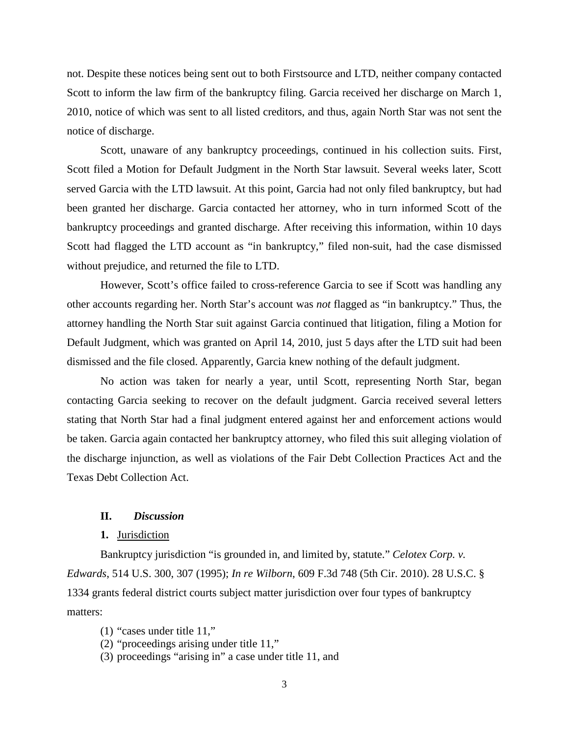not. Despite these notices being sent out to both Firstsource and LTD, neither company contacted Scott to inform the law firm of the bankruptcy filing. Garcia received her discharge on March 1, 2010, notice of which was sent to all listed creditors, and thus, again North Star was not sent the notice of discharge.

Scott, unaware of any bankruptcy proceedings, continued in his collection suits. First, Scott filed a Motion for Default Judgment in the North Star lawsuit. Several weeks later, Scott served Garcia with the LTD lawsuit. At this point, Garcia had not only filed bankruptcy, but had been granted her discharge. Garcia contacted her attorney, who in turn informed Scott of the bankruptcy proceedings and granted discharge. After receiving this information, within 10 days Scott had flagged the LTD account as "in bankruptcy," filed non-suit, had the case dismissed without prejudice, and returned the file to LTD.

However, Scott's office failed to cross-reference Garcia to see if Scott was handling any other accounts regarding her. North Star's account was *not* flagged as "in bankruptcy." Thus, the attorney handling the North Star suit against Garcia continued that litigation, filing a Motion for Default Judgment, which was granted on April 14, 2010, just 5 days after the LTD suit had been dismissed and the file closed. Apparently, Garcia knew nothing of the default judgment.

No action was taken for nearly a year, until Scott, representing North Star, began contacting Garcia seeking to recover on the default judgment. Garcia received several letters stating that North Star had a final judgment entered against her and enforcement actions would be taken. Garcia again contacted her bankruptcy attorney, who filed this suit alleging violation of the discharge injunction, as well as violations of the Fair Debt Collection Practices Act and the Texas Debt Collection Act.

## II. *Discussion*

### 1. Jurisdiction

Bankruptcy jurisdiction "is grounded in, and limited by, statute." *Celotex Corp. v. Edwards*, 514 U.S. 300, 307 (1995); *In re Wilborn*, 609 F.3d 748 (5th Cir. 2010). 28 U.S.C. § 1334 grants federal district courts subject matter jurisdiction over four types of bankruptcy matters:

(1) "cases under title 11,"
(2) "proceedings arising under title 11,"
(3) proceedings "arising in" a case under title 11, and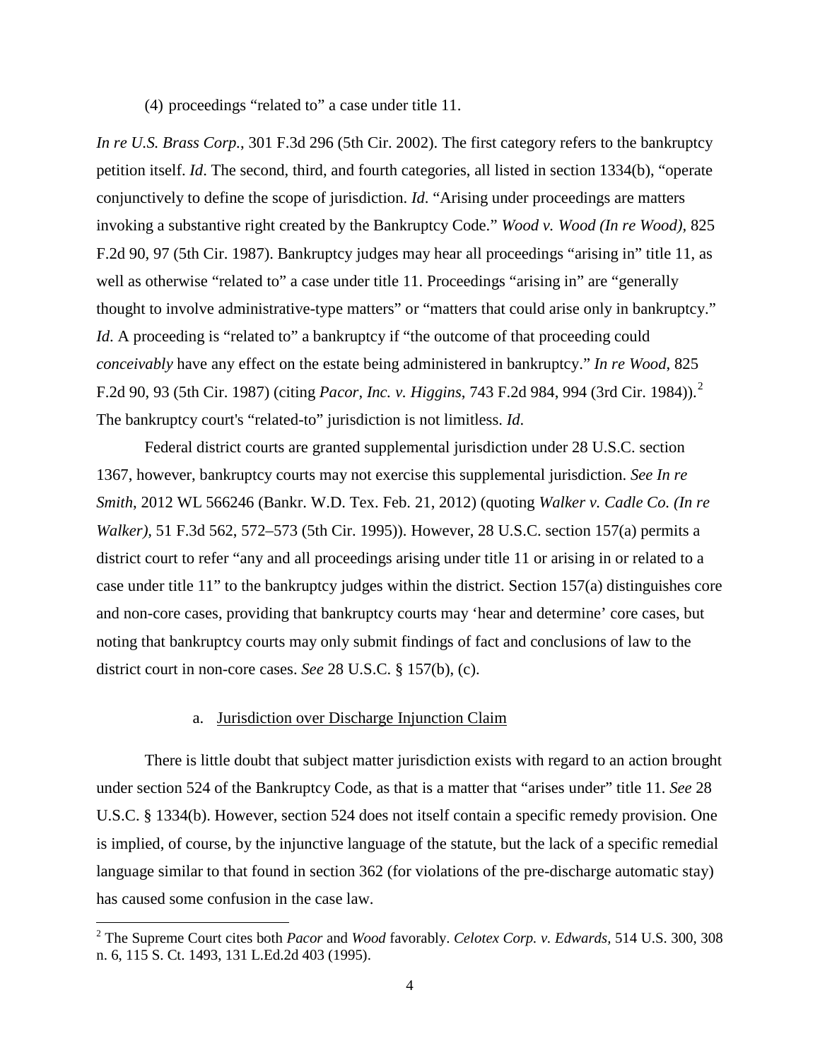(4) proceedings "related to" a case under title 11.

*In re U.S. Brass Corp.*, 301 F.3d 296 (5th Cir. 2002). The first category refers to the bankruptcy petition itself. *Id*. The second, third, and fourth categories, all listed in section 1334(b), "operate conjunctively to define the scope of jurisdiction. *Id*. "Arising under proceedings are matters invoking a substantive right created by the Bankruptcy Code." *Wood v. Wood (In re Wood),* 825 F.2d 90, 97 (5th Cir. 1987). Bankruptcy judges may hear all proceedings "arising in" title 11, as well as otherwise "related to" a case under title 11. Proceedings "arising in" are "generally thought to involve administrative-type matters" or "matters that could arise only in bankruptcy." *Id*. A proceeding is "related to" a bankruptcy if "the outcome of that proceeding could *conceivably* have any effect on the estate being administered in bankruptcy." *In re Wood*, 825 F.2d 90, 93 (5th Cir. 1987) (citing *Pacor, Inc. v. Higgins*, 743 F.2d 984, 994 (3rd Cir. 1984)).[2] The bankruptcy court's "related-to" jurisdiction is not limitless. *Id*.

Federal district courts are granted supplemental jurisdiction under 28 U.S.C. section 1367, however, bankruptcy courts may not exercise this supplemental jurisdiction. *See In re Smith*, 2012 WL 566246 (Bankr. W.D. Tex. Feb. 21, 2012) (quoting *Walker v. Cadle Co. (In re Walker),* 51 F.3d 562, 572–573 (5th Cir. 1995)). However, 28 U.S.C. section 157(a) permits a district court to refer "any and all proceedings arising under title 11 or arising in or related to a case under title 11" to the bankruptcy judges within the district. Section 157(a) distinguishes core and non-core cases, providing that bankruptcy courts may 'hear and determine' core cases, but noting that bankruptcy courts may only submit findings of fact and conclusions of law to the district court in non-core cases. *See* 28 U.S.C. § 157(b), (c).

a. Jurisdiction over Discharge Injunction Claim

There is little doubt that subject matter jurisdiction exists with regard to an action brought under section 524 of the Bankruptcy Code, as that is a matter that "arises under" title 11. *See* 28 U.S.C. § 1334(b). However, section 524 does not itself contain a specific remedy provision. One is implied, of course, by the injunctive language of the statute, but the lack of a specific remedial language similar to that found in section 362 (for violations of the pre-discharge automatic stay) has caused some confusion in the case law.

[2] The Supreme Court cites both *Pacor* and *Wood* favorably. *Celotex Corp. v. Edwards,* 514 U.S. 300, 308 n. 6, 115 S. Ct. 1493, 131 L.Ed.2d 403 (1995).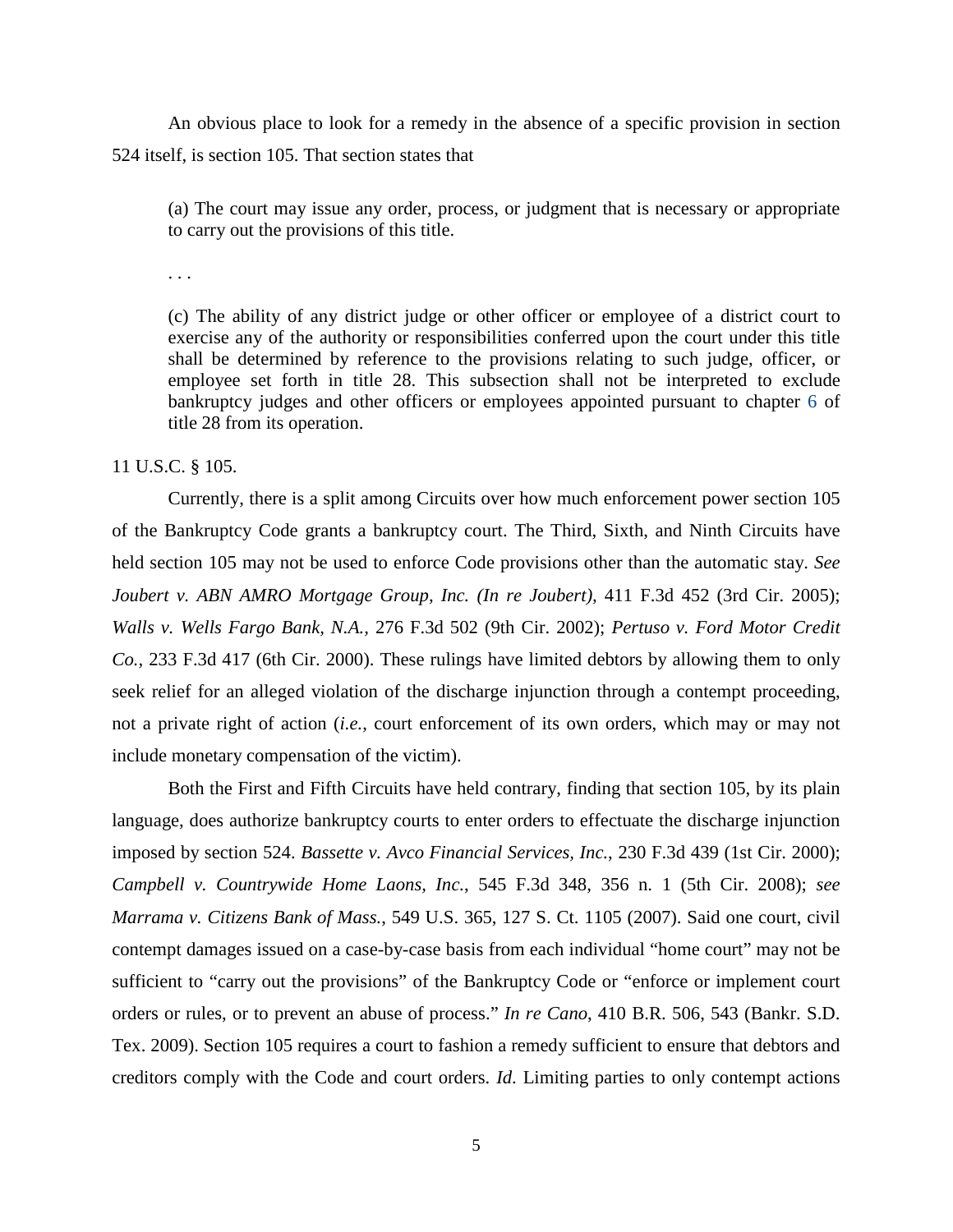An obvious place to look for a remedy in the absence of a specific provision in section 524 itself, is section 105. That section states that

> (a) The court may issue any order, process, or judgment that is necessary or appropriate to carry out the provisions of this title.
>
> . . .
>
> (c) The ability of any district judge or other officer or employee of a district court to exercise any of the authority or responsibilities conferred upon the court under this title shall be determined by reference to the provisions relating to such judge, officer, or employee set forth in title 28. This subsection shall not be interpreted to exclude bankruptcy judges and other officers or employees appointed pursuant to chapter 6 of title 28 from its operation.

11 U.S.C. § 105.

Currently, there is a split among Circuits over how much enforcement power section 105 of the Bankruptcy Code grants a bankruptcy court. The Third, Sixth, and Ninth Circuits have held section 105 may not be used to enforce Code provisions other than the automatic stay. *See Joubert v. ABN AMRO Mortgage Group, Inc. (In re Joubert)*, 411 F.3d 452 (3rd Cir. 2005); *Walls v. Wells Fargo Bank, N.A.*, 276 F.3d 502 (9th Cir. 2002); *Pertuso v. Ford Motor Credit Co.*, 233 F.3d 417 (6th Cir. 2000). These rulings have limited debtors by allowing them to only seek relief for an alleged violation of the discharge injunction through a contempt proceeding, not a private right of action (*i.e.*, court enforcement of its own orders, which may or may not include monetary compensation of the victim).

Both the First and Fifth Circuits have held contrary, finding that section 105, by its plain language, does authorize bankruptcy courts to enter orders to effectuate the discharge injunction imposed by section 524. *Bassette v. Avco Financial Services, Inc.*, 230 F.3d 439 (1st Cir. 2000); *Campbell v. Countrywide Home Laons, Inc.*, 545 F.3d 348, 356 n. 1 (5th Cir. 2008); *see Marrama v. Citizens Bank of Mass.*, 549 U.S. 365, 127 S. Ct. 1105 (2007). Said one court, civil contempt damages issued on a case-by-case basis from each individual "home court" may not be sufficient to "carry out the provisions" of the Bankruptcy Code or "enforce or implement court orders or rules, or to prevent an abuse of process." *In re Cano*, 410 B.R. 506, 543 (Bankr. S.D. Tex. 2009). Section 105 requires a court to fashion a remedy sufficient to ensure that debtors and creditors comply with the Code and court orders. *Id*. Limiting parties to only contempt actions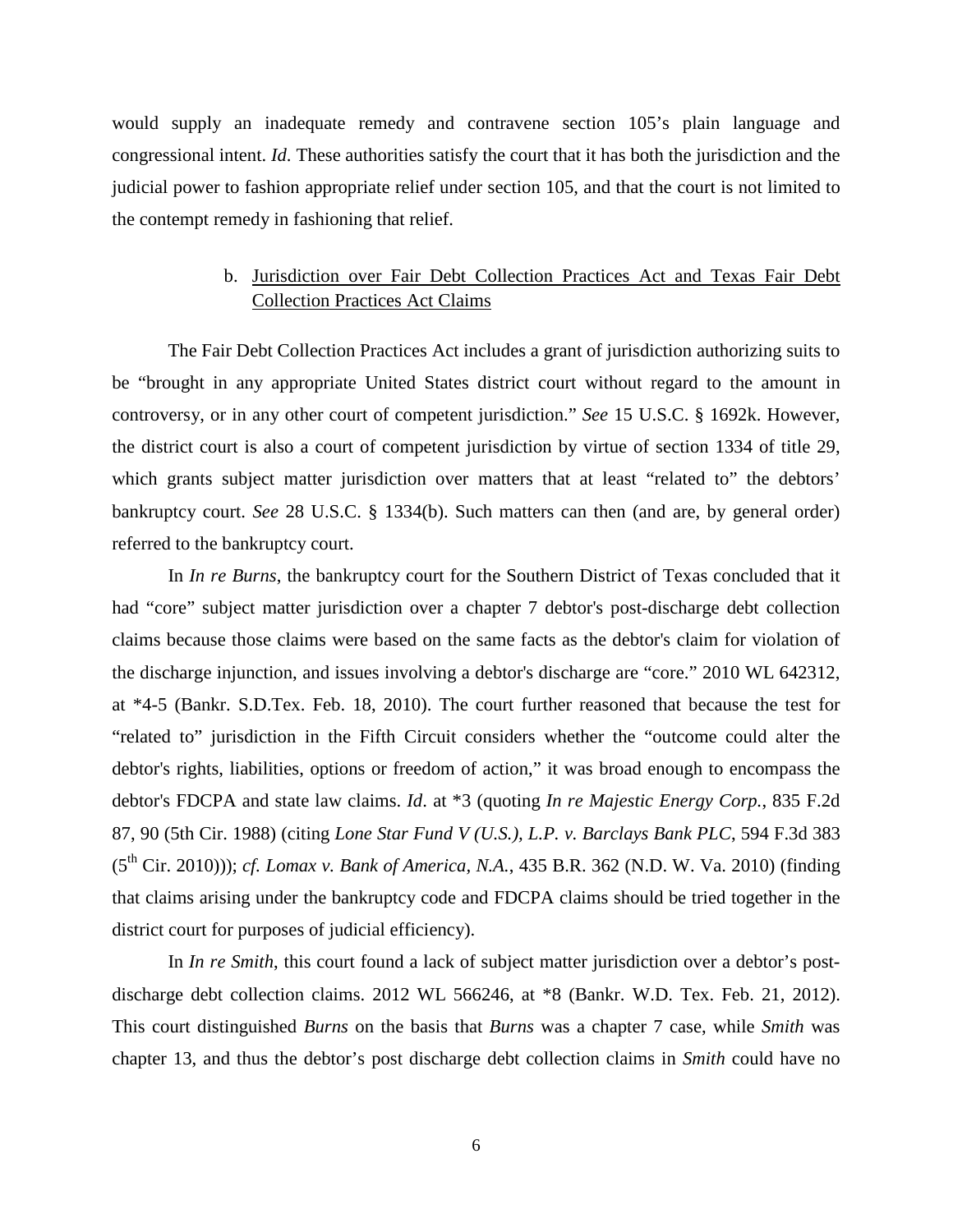would supply an inadequate remedy and contravene section 105's plain language and congressional intent. *Id*. These authorities satisfy the court that it has both the jurisdiction and the judicial power to fashion appropriate relief under section 105, and that the court is not limited to the contempt remedy in fashioning that relief.

b. <u>Jurisdiction over Fair Debt Collection Practices Act and Texas Fair Debt Collection Practices Act Claims</u>

The Fair Debt Collection Practices Act includes a grant of jurisdiction authorizing suits to be "brought in any appropriate United States district court without regard to the amount in controversy, or in any other court of competent jurisdiction." *See* 15 U.S.C. § 1692k. However, the district court is also a court of competent jurisdiction by virtue of section 1334 of title 29, which grants subject matter jurisdiction over matters that at least "related to" the debtors' bankruptcy court. *See* 28 U.S.C. § 1334(b). Such matters can then (and are, by general order) referred to the bankruptcy court.

In *In re Burns*, the bankruptcy court for the Southern District of Texas concluded that it had "core" subject matter jurisdiction over a chapter 7 debtor's post-discharge debt collection claims because those claims were based on the same facts as the debtor's claim for violation of the discharge injunction, and issues involving a debtor's discharge are "core." 2010 WL 642312, at *4-5 (Bankr. S.D.Tex. Feb. 18, 2010). The court further reasoned that because the test for "related to" jurisdiction in the Fifth Circuit considers whether the "outcome could alter the debtor's rights, liabilities, options or freedom of action," it was broad enough to encompass the debtor's FDCPA and state law claims. *Id*. at *3 (quoting *In re Majestic Energy Corp.*, 835 F.2d 87, 90 (5th Cir. 1988) (citing *Lone Star Fund V (U.S.), L.P. v. Barclays Bank PLC*, 594 F.3d 383 (5th Cir. 2010))); *cf. Lomax v. Bank of America, N.A.*, 435 B.R. 362 (N.D. W. Va. 2010) (finding that claims arising under the bankruptcy code and FDCPA claims should be tried together in the district court for purposes of judicial efficiency).

In *In re Smith*, this court found a lack of subject matter jurisdiction over a debtor's post-discharge debt collection claims. 2012 WL 566246, at *8 (Bankr. W.D. Tex. Feb. 21, 2012). This court distinguished *Burns* on the basis that *Burns* was a chapter 7 case, while *Smith* was chapter 13, and thus the debtor's post discharge debt collection claims in *Smith* could have no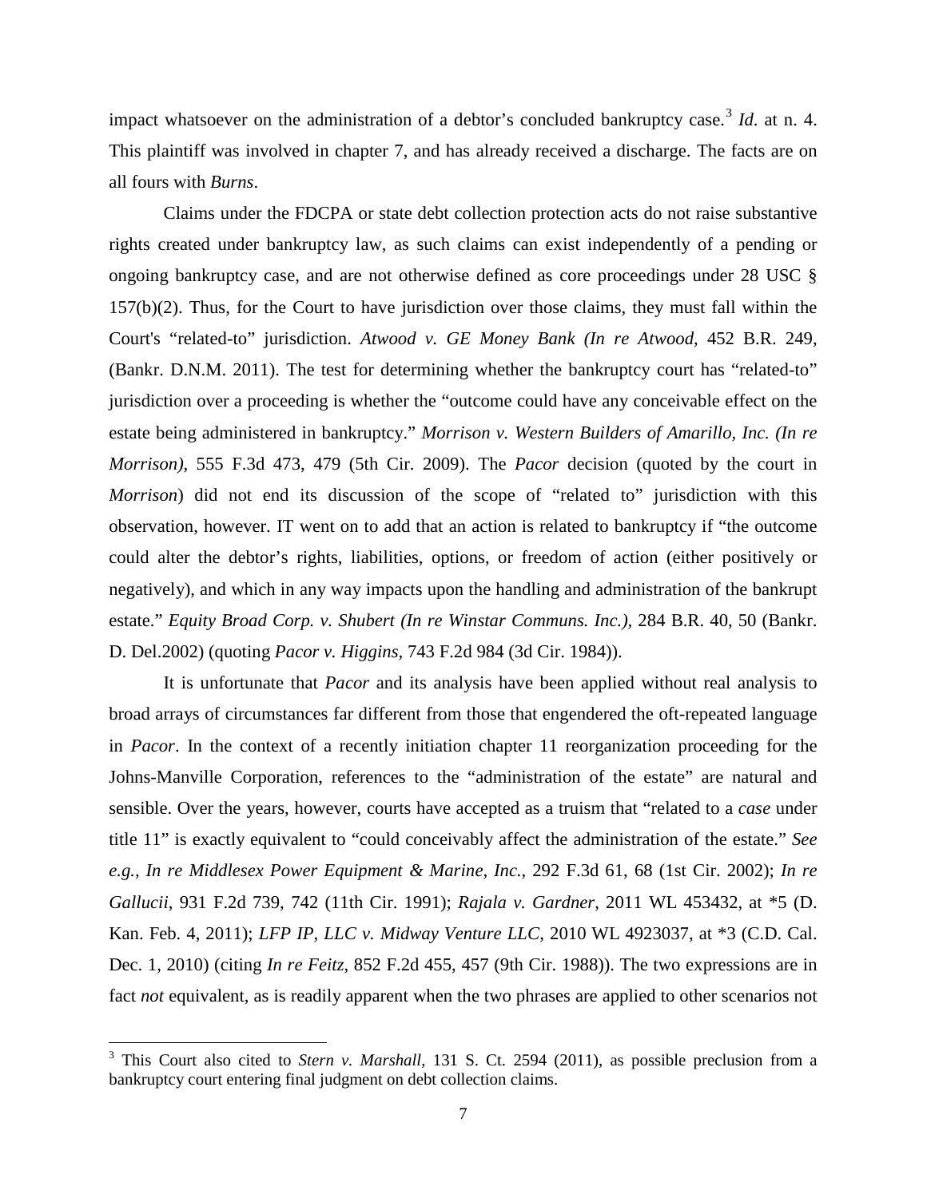impact whatsoever on the administration of a debtor's concluded bankruptcy case.[3] *Id*. at n. 4. This plaintiff was involved in chapter 7, and has already received a discharge. The facts are on all fours with *Burns*.

Claims under the FDCPA or state debt collection protection acts do not raise substantive rights created under bankruptcy law, as such claims can exist independently of a pending or ongoing bankruptcy case, and are not otherwise defined as core proceedings under 28 USC § 157(b)(2). Thus, for the Court to have jurisdiction over those claims, they must fall within the Court's "related-to" jurisdiction. *Atwood v. GE Money Bank (In re Atwood*, 452 B.R. 249, (Bankr. D.N.M. 2011). The test for determining whether the bankruptcy court has "related-to" jurisdiction over a proceeding is whether the "outcome could have any conceivable effect on the estate being administered in bankruptcy." *Morrison v. Western Builders of Amarillo, Inc. (In re Morrison)*, 555 F.3d 473, 479 (5th Cir. 2009). The *Pacor* decision (quoted by the court in *Morrison*) did not end its discussion of the scope of "related to" jurisdiction with this observation, however. IT went on to add that an action is related to bankruptcy if "the outcome could alter the debtor's rights, liabilities, options, or freedom of action (either positively or negatively), and which in any way impacts upon the handling and administration of the bankrupt estate." *Equity Broad Corp. v. Shubert (In re Winstar Communs. Inc.)*, 284 B.R. 40, 50 (Bankr. D. Del.2002) (quoting *Pacor v. Higgins*, 743 F.2d 984 (3d Cir. 1984)).

It is unfortunate that *Pacor* and its analysis have been applied without real analysis to broad arrays of circumstances far different from those that engendered the oft-repeated language in *Pacor*. In the context of a recently initiation chapter 11 reorganization proceeding for the Johns-Manville Corporation, references to the "administration of the estate" are natural and sensible. Over the years, however, courts have accepted as a truism that "related to a *case* under title 11" is exactly equivalent to "could conceivably affect the administration of the estate." *See e.g., In re Middlesex Power Equipment & Marine, Inc.*, 292 F.3d 61, 68 (1st Cir. 2002); *In re Gallucii*, 931 F.2d 739, 742 (11th Cir. 1991); *Rajala v. Gardner*, 2011 WL 453432, at *5 (D. Kan. Feb. 4, 2011); *LFP IP, LLC v. Midway Venture LLC*, 2010 WL 4923037, at *3 (C.D. Cal. Dec. 1, 2010) (citing *In re Feitz*, 852 F.2d 455, 457 (9th Cir. 1988)). The two expressions are in fact *not* equivalent, as is readily apparent when the two phrases are applied to other scenarios not

---

[3] This Court also cited to *Stern v. Marshall*, 131 S. Ct. 2594 (2011), as possible preclusion from a bankruptcy court entering final judgment on debt collection claims.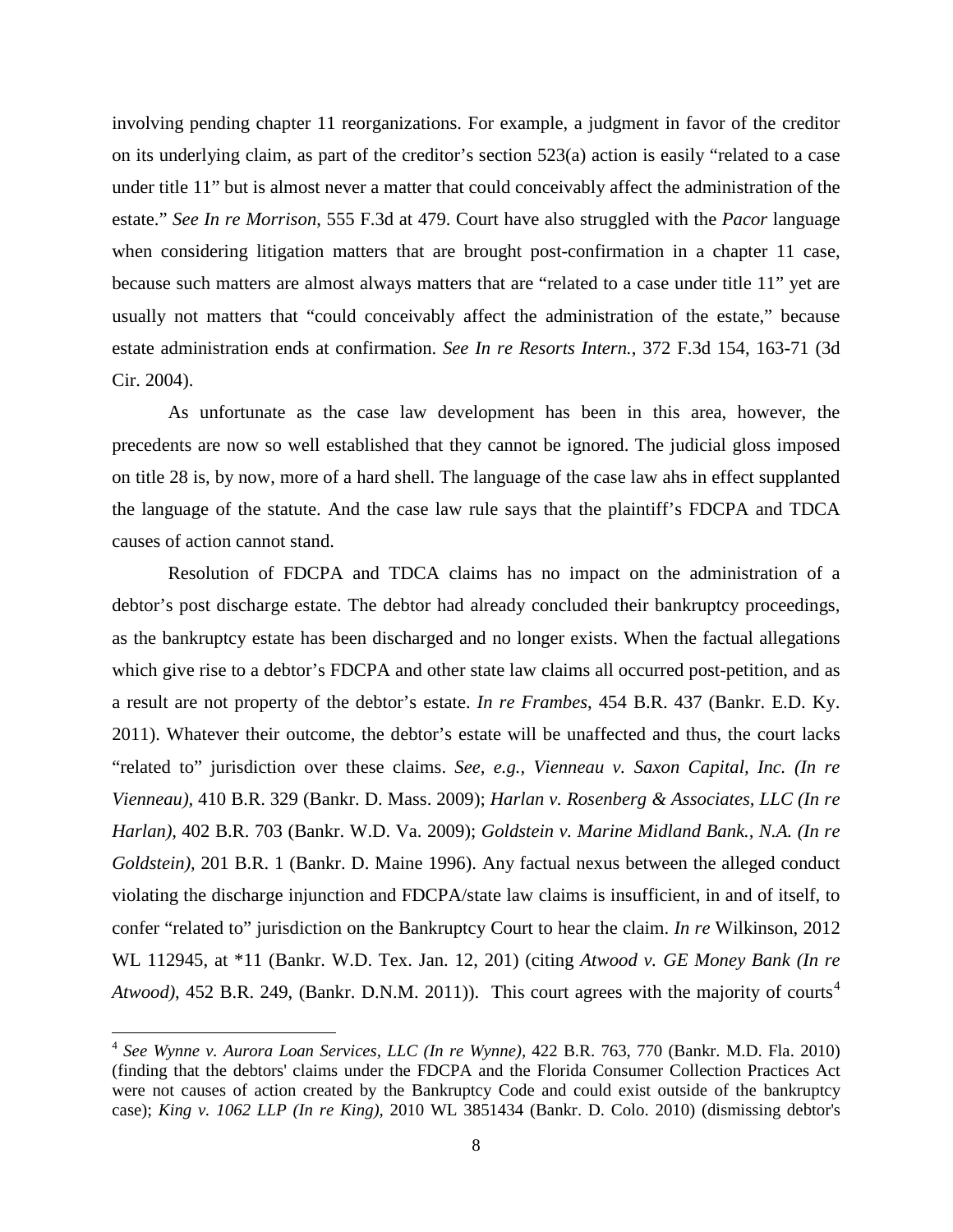involving pending chapter 11 reorganizations. For example, a judgment in favor of the creditor on its underlying claim, as part of the creditor's section 523(a) action is easily "related to a case under title 11" but is almost never a matter that could conceivably affect the administration of the estate." *See In re Morrison*, 555 F.3d at 479. Court have also struggled with the *Pacor* language when considering litigation matters that are brought post-confirmation in a chapter 11 case, because such matters are almost always matters that are "related to a case under title 11" yet are usually not matters that "could conceivably affect the administration of the estate," because estate administration ends at confirmation. *See In re Resorts Intern.*, 372 F.3d 154, 163-71 (3d Cir. 2004).

As unfortunate as the case law development has been in this area, however, the precedents are now so well established that they cannot be ignored. The judicial gloss imposed on title 28 is, by now, more of a hard shell. The language of the case law ahs in effect supplanted the language of the statute. And the case law rule says that the plaintiff's FDCPA and TDCA causes of action cannot stand.

Resolution of FDCPA and TDCA claims has no impact on the administration of a debtor's post discharge estate. The debtor had already concluded their bankruptcy proceedings, as the bankruptcy estate has been discharged and no longer exists. When the factual allegations which give rise to a debtor's FDCPA and other state law claims all occurred post-petition, and as a result are not property of the debtor's estate. *In re Frambes*, 454 B.R. 437 (Bankr. E.D. Ky. 2011). Whatever their outcome, the debtor's estate will be unaffected and thus, the court lacks "related to" jurisdiction over these claims. *See, e.g., Vienneau v. Saxon Capital, Inc. (In re Vienneau),* 410 B.R. 329 (Bankr. D. Mass. 2009); *Harlan v. Rosenberg & Associates, LLC (In re Harlan)*, 402 B.R. 703 (Bankr. W.D. Va. 2009); *Goldstein v. Marine Midland Bank., N.A. (In re Goldstein),* 201 B.R. 1 (Bankr. D. Maine 1996). Any factual nexus between the alleged conduct violating the discharge injunction and FDCPA/state law claims is insufficient, in and of itself, to confer "related to" jurisdiction on the Bankruptcy Court to hear the claim. *In re* Wilkinson, 2012 WL 112945, at *11 (Bankr. W.D. Tex. Jan. 12, 201) (citing *Atwood v. GE Money Bank (In re Atwood)*, 452 B.R. 249, (Bankr. D.N.M. 2011)). This court agrees with the majority of courts[4]

[4] *See Wynne v. Aurora Loan Services, LLC (In re Wynne),* 422 B.R. 763, 770 (Bankr. M.D. Fla. 2010) (finding that the debtors' claims under the FDCPA and the Florida Consumer Collection Practices Act were not causes of action created by the Bankruptcy Code and could exist outside of the bankruptcy case); *King v. 1062 LLP (In re King),* 2010 WL 3851434 (Bankr. D. Colo. 2010) (dismissing debtor's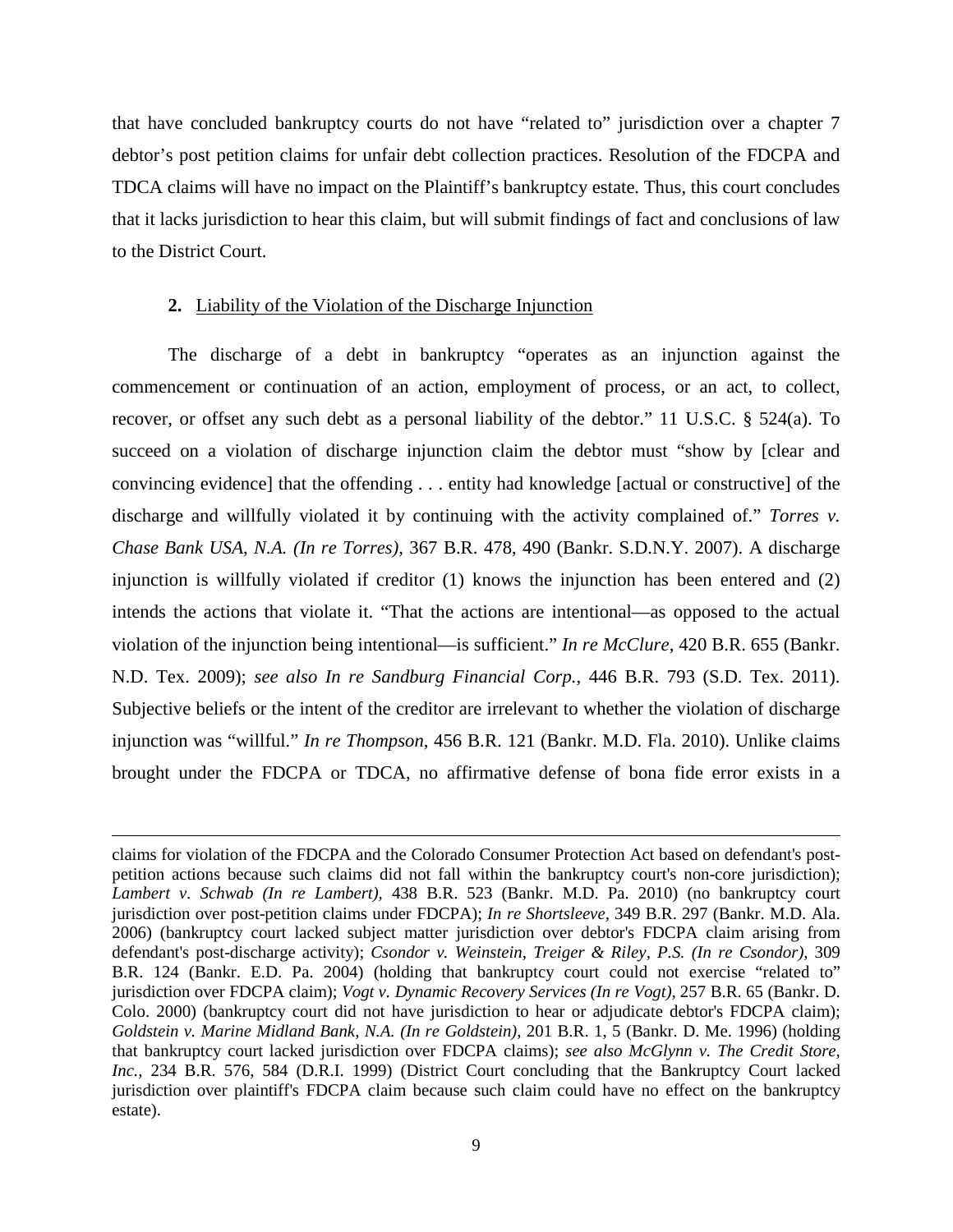that have concluded bankruptcy courts do not have "related to" jurisdiction over a chapter 7 debtor's post petition claims for unfair debt collection practices. Resolution of the FDCPA and TDCA claims will have no impact on the Plaintiff's bankruptcy estate. Thus, this court concludes that it lacks jurisdiction to hear this claim, but will submit findings of fact and conclusions of law to the District Court.

**2.** Liability of the Violation of the Discharge Injunction

The discharge of a debt in bankruptcy "operates as an injunction against the commencement or continuation of an action, employment of process, or an act, to collect, recover, or offset any such debt as a personal liability of the debtor." 11 U.S.C. § 524(a). To succeed on a violation of discharge injunction claim the debtor must "show by [clear and convincing evidence] that the offending . . . entity had knowledge [actual or constructive] of the discharge and willfully violated it by continuing with the activity complained of." *Torres v. Chase Bank USA, N.A. (In re Torres)*, 367 B.R. 478, 490 (Bankr. S.D.N.Y. 2007). A discharge injunction is willfully violated if creditor (1) knows the injunction has been entered and (2) intends the actions that violate it. "That the actions are intentional—as opposed to the actual violation of the injunction being intentional—is sufficient." *In re McClure*, 420 B.R. 655 (Bankr. N.D. Tex. 2009); *see also In re Sandburg Financial Corp.*, 446 B.R. 793 (S.D. Tex. 2011). Subjective beliefs or the intent of the creditor are irrelevant to whether the violation of discharge injunction was "willful." *In re Thompson*, 456 B.R. 121 (Bankr. M.D. Fla. 2010). Unlike claims brought under the FDCPA or TDCA, no affirmative defense of bona fide error exists in a

---

claims for violation of the FDCPA and the Colorado Consumer Protection Act based on defendant's post-petition actions because such claims did not fall within the bankruptcy court's non-core jurisdiction); *Lambert v. Schwab (In re Lambert)*, 438 B.R. 523 (Bankr. M.D. Pa. 2010) (no bankruptcy court jurisdiction over post-petition claims under FDCPA); *In re Shortsleeve*, 349 B.R. 297 (Bankr. M.D. Ala. 2006) (bankruptcy court lacked subject matter jurisdiction over debtor's FDCPA claim arising from defendant's post-discharge activity); *Csondor v. Weinstein, Treiger & Riley, P.S. (In re Csondor)*, 309 B.R. 124 (Bankr. E.D. Pa. 2004) (holding that bankruptcy court could not exercise "related to" jurisdiction over FDCPA claim); *Vogt v. Dynamic Recovery Services (In re Vogt)*, 257 B.R. 65 (Bankr. D. Colo. 2000) (bankruptcy court did not have jurisdiction to hear or adjudicate debtor's FDCPA claim); *Goldstein v. Marine Midland Bank, N.A. (In re Goldstein)*, 201 B.R. 1, 5 (Bankr. D. Me. 1996) (holding that bankruptcy court lacked jurisdiction over FDCPA claims); *see also McGlynn v. The Credit Store, Inc.*, 234 B.R. 576, 584 (D.R.I. 1999) (District Court concluding that the Bankruptcy Court lacked jurisdiction over plaintiff's FDCPA claim because such claim could have no effect on the bankruptcy estate).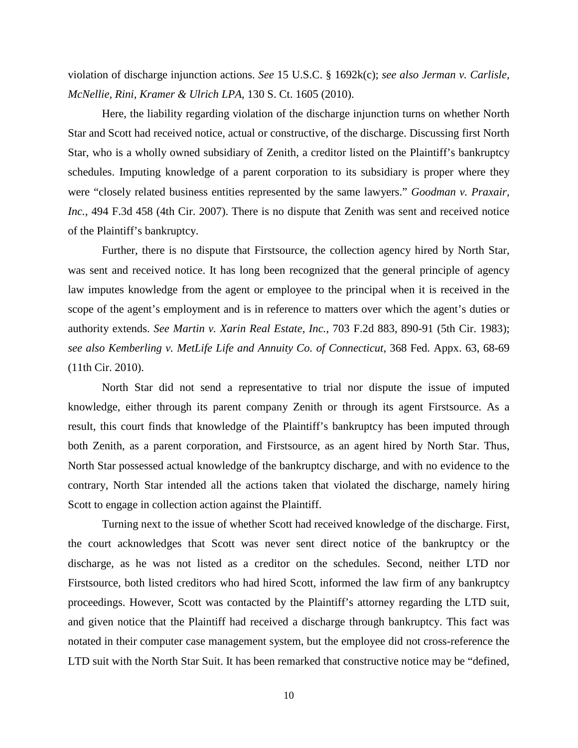violation of discharge injunction actions. *See* 15 U.S.C. § 1692k(c); *see also Jerman v. Carlisle, McNellie, Rini, Kramer & Ulrich LPA*, 130 S. Ct. 1605 (2010).

Here, the liability regarding violation of the discharge injunction turns on whether North Star and Scott had received notice, actual or constructive, of the discharge. Discussing first North Star, who is a wholly owned subsidiary of Zenith, a creditor listed on the Plaintiff's bankruptcy schedules. Imputing knowledge of a parent corporation to its subsidiary is proper where they were "closely related business entities represented by the same lawyers." *Goodman v. Praxair, Inc.*, 494 F.3d 458 (4th Cir. 2007). There is no dispute that Zenith was sent and received notice of the Plaintiff's bankruptcy.

Further, there is no dispute that Firstsource, the collection agency hired by North Star, was sent and received notice. It has long been recognized that the general principle of agency law imputes knowledge from the agent or employee to the principal when it is received in the scope of the agent's employment and is in reference to matters over which the agent's duties or authority extends. *See Martin v. Xarin Real Estate, Inc.*, 703 F.2d 883, 890-91 (5th Cir. 1983); *see also Kemberling v. MetLife Life and Annuity Co. of Connecticut*, 368 Fed. Appx. 63, 68-69 (11th Cir. 2010).

North Star did not send a representative to trial nor dispute the issue of imputed knowledge, either through its parent company Zenith or through its agent Firstsource. As a result, this court finds that knowledge of the Plaintiff's bankruptcy has been imputed through both Zenith, as a parent corporation, and Firstsource, as an agent hired by North Star. Thus, North Star possessed actual knowledge of the bankruptcy discharge, and with no evidence to the contrary, North Star intended all the actions taken that violated the discharge, namely hiring Scott to engage in collection action against the Plaintiff.

Turning next to the issue of whether Scott had received knowledge of the discharge. First, the court acknowledges that Scott was never sent direct notice of the bankruptcy or the discharge, as he was not listed as a creditor on the schedules. Second, neither LTD nor Firstsource, both listed creditors who had hired Scott, informed the law firm of any bankruptcy proceedings. However, Scott was contacted by the Plaintiff's attorney regarding the LTD suit, and given notice that the Plaintiff had received a discharge through bankruptcy. This fact was notated in their computer case management system, but the employee did not cross-reference the LTD suit with the North Star Suit. It has been remarked that constructive notice may be "defined,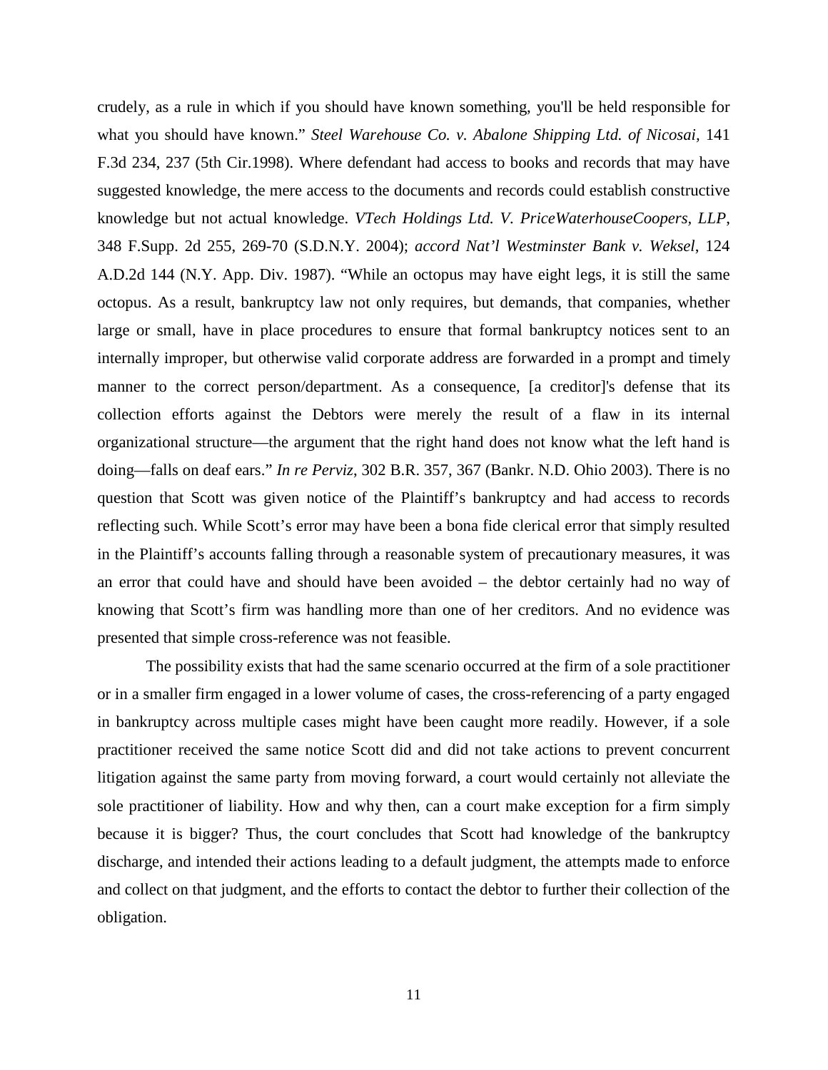crudely, as a rule in which if you should have known something, you'll be held responsible for what you should have known." *Steel Warehouse Co. v. Abalone Shipping Ltd. of Nicosai*, 141 F.3d 234, 237 (5th Cir.1998). Where defendant had access to books and records that may have suggested knowledge, the mere access to the documents and records could establish constructive knowledge but not actual knowledge. *VTech Holdings Ltd. V. PriceWaterhouseCoopers, LLP*, 348 F.Supp. 2d 255, 269-70 (S.D.N.Y. 2004); *accord Nat'l Westminster Bank v. Weksel*, 124 A.D.2d 144 (N.Y. App. Div. 1987). "While an octopus may have eight legs, it is still the same octopus. As a result, bankruptcy law not only requires, but demands, that companies, whether large or small, have in place procedures to ensure that formal bankruptcy notices sent to an internally improper, but otherwise valid corporate address are forwarded in a prompt and timely manner to the correct person/department. As a consequence, [a creditor]'s defense that its collection efforts against the Debtors were merely the result of a flaw in its internal organizational structure—the argument that the right hand does not know what the left hand is doing—falls on deaf ears." *In re Perviz*, 302 B.R. 357, 367 (Bankr. N.D. Ohio 2003). There is no question that Scott was given notice of the Plaintiff's bankruptcy and had access to records reflecting such. While Scott's error may have been a bona fide clerical error that simply resulted in the Plaintiff's accounts falling through a reasonable system of precautionary measures, it was an error that could have and should have been avoided – the debtor certainly had no way of knowing that Scott's firm was handling more than one of her creditors. And no evidence was presented that simple cross-reference was not feasible.

The possibility exists that had the same scenario occurred at the firm of a sole practitioner or in a smaller firm engaged in a lower volume of cases, the cross-referencing of a party engaged in bankruptcy across multiple cases might have been caught more readily. However, if a sole practitioner received the same notice Scott did and did not take actions to prevent concurrent litigation against the same party from moving forward, a court would certainly not alleviate the sole practitioner of liability. How and why then, can a court make exception for a firm simply because it is bigger? Thus, the court concludes that Scott had knowledge of the bankruptcy discharge, and intended their actions leading to a default judgment, the attempts made to enforce and collect on that judgment, and the efforts to contact the debtor to further their collection of the obligation.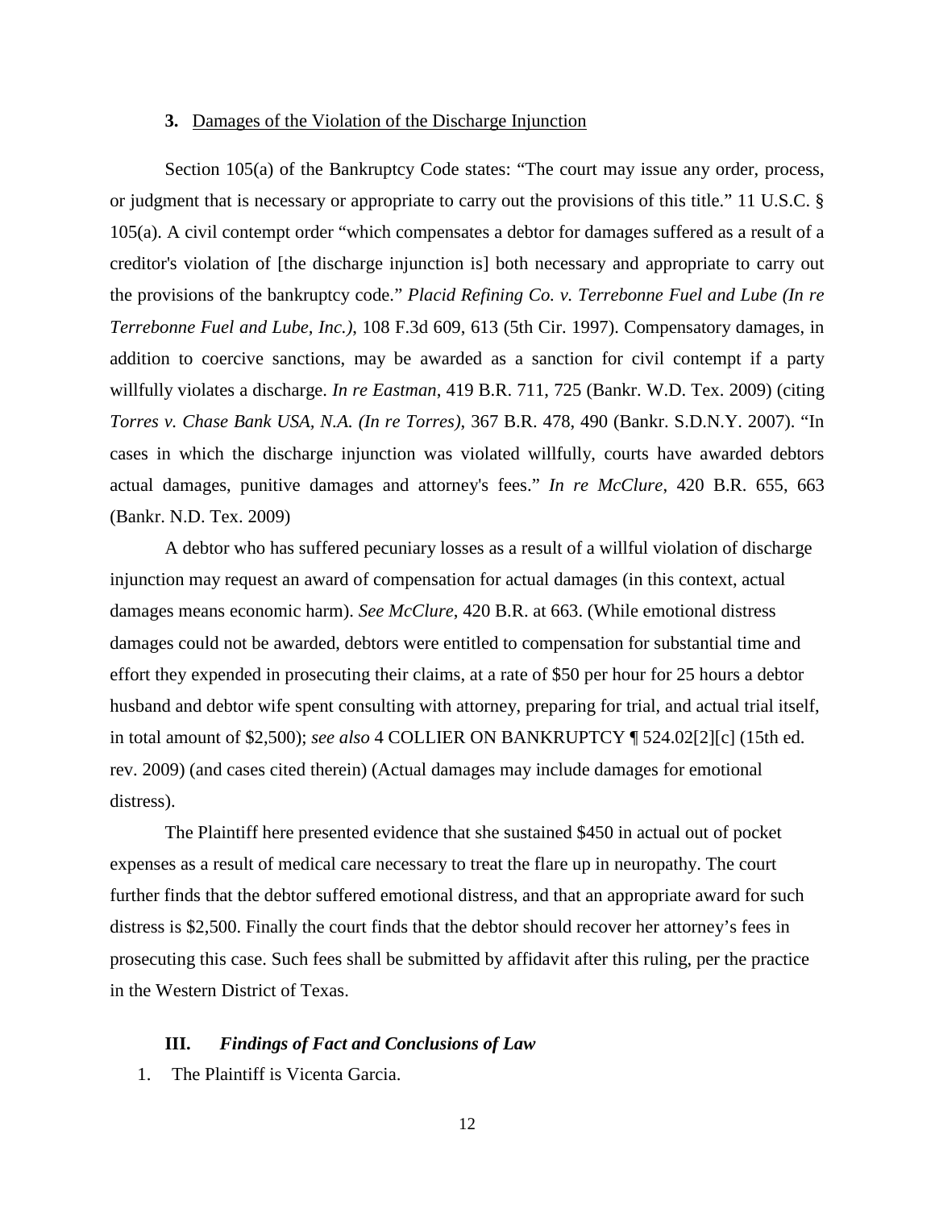### **3.** Damages of the Violation of the Discharge Injunction

Section 105(a) of the Bankruptcy Code states: "The court may issue any order, process, or judgment that is necessary or appropriate to carry out the provisions of this title." 11 U.S.C. § 105(a). A civil contempt order "which compensates a debtor for damages suffered as a result of a creditor's violation of [the discharge injunction is] both necessary and appropriate to carry out the provisions of the bankruptcy code." *Placid Refining Co. v. Terrebonne Fuel and Lube (In re Terrebonne Fuel and Lube, Inc.)*, 108 F.3d 609, 613 (5th Cir. 1997). Compensatory damages, in addition to coercive sanctions, may be awarded as a sanction for civil contempt if a party willfully violates a discharge. *In re Eastman*, 419 B.R. 711, 725 (Bankr. W.D. Tex. 2009) (citing *Torres v. Chase Bank USA, N.A. (In re Torres)*, 367 B.R. 478, 490 (Bankr. S.D.N.Y. 2007). "In cases in which the discharge injunction was violated willfully, courts have awarded debtors actual damages, punitive damages and attorney's fees." *In re McClure*, 420 B.R. 655, 663 (Bankr. N.D. Tex. 2009)

A debtor who has suffered pecuniary losses as a result of a willful violation of discharge injunction may request an award of compensation for actual damages (in this context, actual damages means economic harm). *See McClure*, 420 B.R. at 663. (While emotional distress damages could not be awarded, debtors were entitled to compensation for substantial time and effort they expended in prosecuting their claims, at a rate of $50 per hour for 25 hours a debtor husband and debtor wife spent consulting with attorney, preparing for trial, and actual trial itself, in total amount of $2,500); *see also* 4 COLLIER ON BANKRUPTCY ¶ 524.02[2][c] (15th ed. rev. 2009) (and cases cited therein) (Actual damages may include damages for emotional distress).

The Plaintiff here presented evidence that she sustained $450 in actual out of pocket expenses as a result of medical care necessary to treat the flare up in neuropathy. The court further finds that the debtor suffered emotional distress, and that an appropriate award for such distress is $2,500. Finally the court finds that the debtor should recover her attorney's fees in prosecuting this case. Such fees shall be submitted by affidavit after this ruling, per the practice in the Western District of Texas.

## **III.** ***Findings of Fact and Conclusions of Law***

1. The Plaintiff is Vicenta Garcia.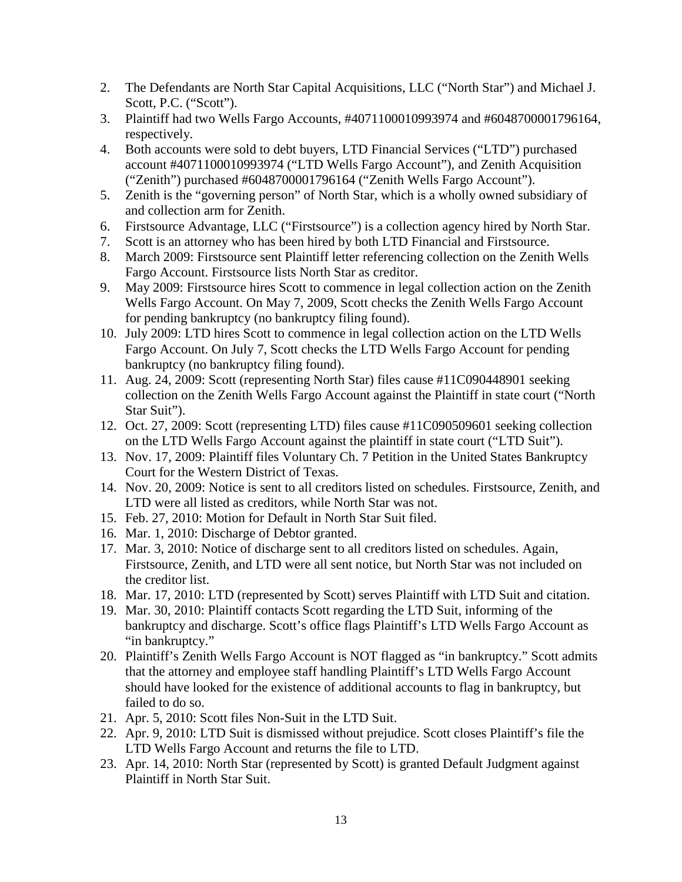2. The Defendants are North Star Capital Acquisitions, LLC ("North Star") and Michael J. Scott, P.C. ("Scott").
3. Plaintiff had two Wells Fargo Accounts, #4071100010993974 and #6048700001796164, respectively.
4. Both accounts were sold to debt buyers, LTD Financial Services ("LTD") purchased account #4071100010993974 ("LTD Wells Fargo Account"), and Zenith Acquisition ("Zenith") purchased #6048700001796164 ("Zenith Wells Fargo Account").
5. Zenith is the "governing person" of North Star, which is a wholly owned subsidiary of and collection arm for Zenith.
6. Firstsource Advantage, LLC ("Firstsource") is a collection agency hired by North Star.
7. Scott is an attorney who has been hired by both LTD Financial and Firstsource.
8. March 2009: Firstsource sent Plaintiff letter referencing collection on the Zenith Wells Fargo Account. Firstsource lists North Star as creditor.
9. May 2009: Firstsource hires Scott to commence in legal collection action on the Zenith Wells Fargo Account. On May 7, 2009, Scott checks the Zenith Wells Fargo Account for pending bankruptcy (no bankruptcy filing found).
10. July 2009: LTD hires Scott to commence in legal collection action on the LTD Wells Fargo Account. On July 7, Scott checks the LTD Wells Fargo Account for pending bankruptcy (no bankruptcy filing found).
11. Aug. 24, 2009: Scott (representing North Star) files cause #11C090448901 seeking collection on the Zenith Wells Fargo Account against the Plaintiff in state court ("North Star Suit").
12. Oct. 27, 2009: Scott (representing LTD) files cause #11C090509601 seeking collection on the LTD Wells Fargo Account against the plaintiff in state court ("LTD Suit").
13. Nov. 17, 2009: Plaintiff files Voluntary Ch. 7 Petition in the United States Bankruptcy Court for the Western District of Texas.
14. Nov. 20, 2009: Notice is sent to all creditors listed on schedules. Firstsource, Zenith, and LTD were all listed as creditors, while North Star was not.
15. Feb. 27, 2010: Motion for Default in North Star Suit filed.
16. Mar. 1, 2010: Discharge of Debtor granted.
17. Mar. 3, 2010: Notice of discharge sent to all creditors listed on schedules. Again, Firstsource, Zenith, and LTD were all sent notice, but North Star was not included on the creditor list.
18. Mar. 17, 2010: LTD (represented by Scott) serves Plaintiff with LTD Suit and citation.
19. Mar. 30, 2010: Plaintiff contacts Scott regarding the LTD Suit, informing of the bankruptcy and discharge. Scott's office flags Plaintiff's LTD Wells Fargo Account as "in bankruptcy."
20. Plaintiff's Zenith Wells Fargo Account is NOT flagged as "in bankruptcy." Scott admits that the attorney and employee staff handling Plaintiff's LTD Wells Fargo Account should have looked for the existence of additional accounts to flag in bankruptcy, but failed to do so.
21. Apr. 5, 2010: Scott files Non-Suit in the LTD Suit.
22. Apr. 9, 2010: LTD Suit is dismissed without prejudice. Scott closes Plaintiff's file the LTD Wells Fargo Account and returns the file to LTD.
23. Apr. 14, 2010: North Star (represented by Scott) is granted Default Judgment against Plaintiff in North Star Suit.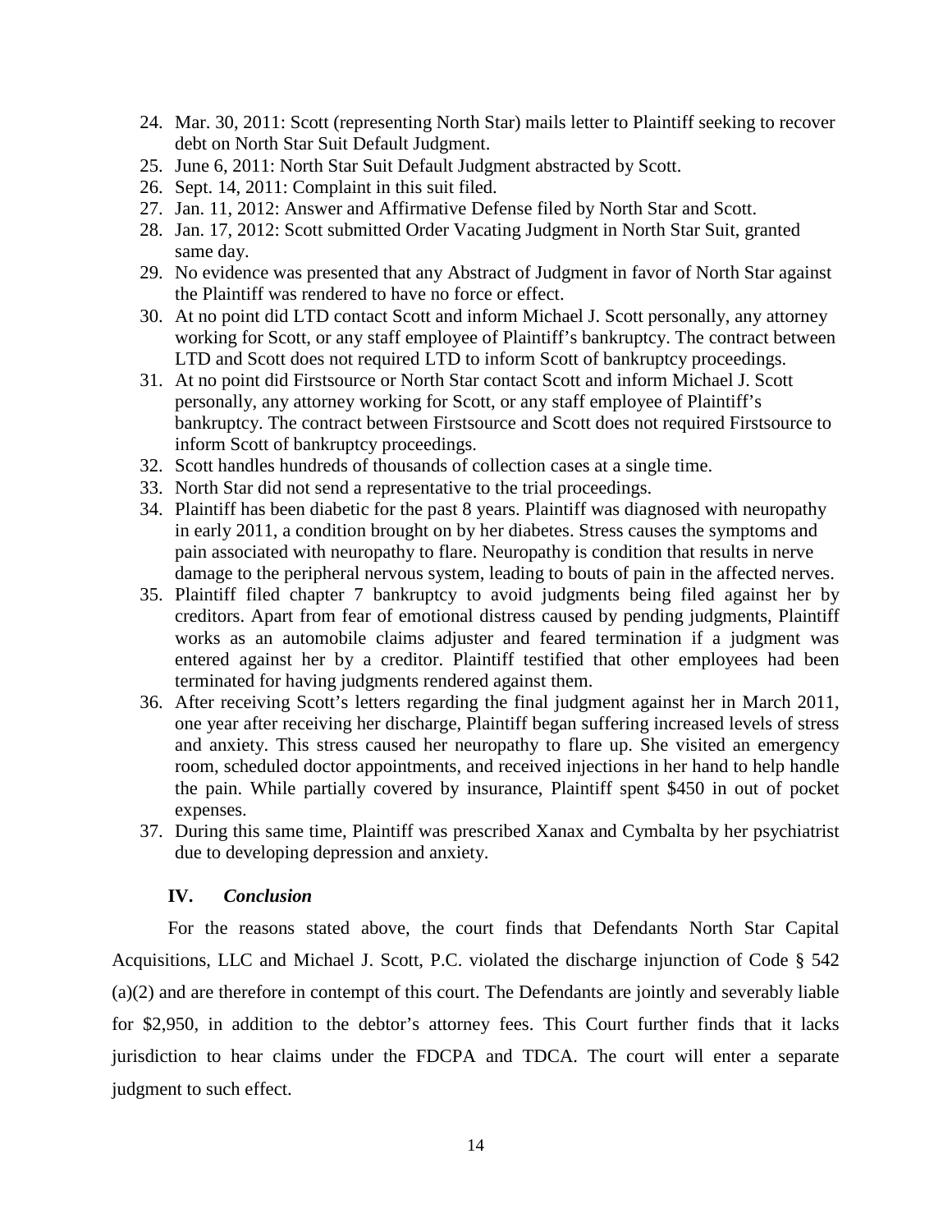24. Mar. 30, 2011: Scott (representing North Star) mails letter to Plaintiff seeking to recover debt on North Star Suit Default Judgment.
25. June 6, 2011: North Star Suit Default Judgment abstracted by Scott.
26. Sept. 14, 2011: Complaint in this suit filed.
27. Jan. 11, 2012: Answer and Affirmative Defense filed by North Star and Scott.
28. Jan. 17, 2012: Scott submitted Order Vacating Judgment in North Star Suit, granted same day.
29. No evidence was presented that any Abstract of Judgment in favor of North Star against the Plaintiff was rendered to have no force or effect.
30. At no point did LTD contact Scott and inform Michael J. Scott personally, any attorney working for Scott, or any staff employee of Plaintiff's bankruptcy. The contract between LTD and Scott does not required LTD to inform Scott of bankruptcy proceedings.
31. At no point did Firstsource or North Star contact Scott and inform Michael J. Scott personally, any attorney working for Scott, or any staff employee of Plaintiff's bankruptcy. The contract between Firstsource and Scott does not required Firstsource to inform Scott of bankruptcy proceedings.
32. Scott handles hundreds of thousands of collection cases at a single time.
33. North Star did not send a representative to the trial proceedings.
34. Plaintiff has been diabetic for the past 8 years. Plaintiff was diagnosed with neuropathy in early 2011, a condition brought on by her diabetes. Stress causes the symptoms and pain associated with neuropathy to flare. Neuropathy is condition that results in nerve damage to the peripheral nervous system, leading to bouts of pain in the affected nerves.
35. Plaintiff filed chapter 7 bankruptcy to avoid judgments being filed against her by creditors. Apart from fear of emotional distress caused by pending judgments, Plaintiff works as an automobile claims adjuster and feared termination if a judgment was entered against her by a creditor. Plaintiff testified that other employees had been terminated for having judgments rendered against them.
36. After receiving Scott's letters regarding the final judgment against her in March 2011, one year after receiving her discharge, Plaintiff began suffering increased levels of stress and anxiety. This stress caused her neuropathy to flare up. She visited an emergency room, scheduled doctor appointments, and received injections in her hand to help handle the pain. While partially covered by insurance, Plaintiff spent $450 in out of pocket expenses.
37. During this same time, Plaintiff was prescribed Xanax and Cymbalta by her psychiatrist due to developing depression and anxiety.

## IV. *Conclusion*

For the reasons stated above, the court finds that Defendants North Star Capital Acquisitions, LLC and Michael J. Scott, P.C. violated the discharge injunction of Code § 542 (a)(2) and are therefore in contempt of this court. The Defendants are jointly and severably liable for $2,950, in addition to the debtor's attorney fees. This Court further finds that it lacks jurisdiction to hear claims under the FDCPA and TDCA. The court will enter a separate judgment to such effect.